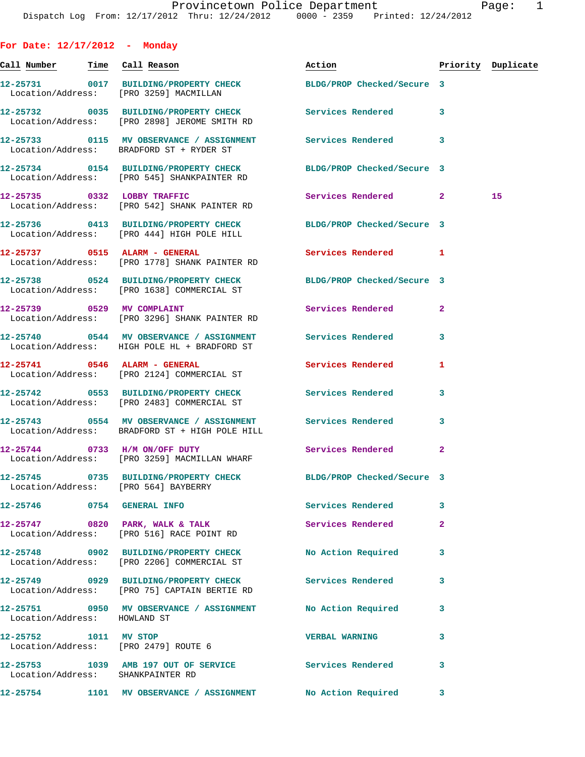## For Date: 12/17/2012 - Monday

| Call Number | Time | Call Reason | Action | Priority | Duplicate |
|---|---|---|---|---|---|
| 12-25731 | 0017 | BUILDING/PROPERTY CHECK | BLDG/PROP Checked/Secure | 3 | |
| Location/Address: | | [PRO 3259] MACMILLAN | | | |
| 12-25732 | 0035 | BUILDING/PROPERTY CHECK | Services Rendered | 3 | |
| Location/Address: | | [PRO 2898] JEROME SMITH RD | | | |
| 12-25733 | 0115 | MV OBSERVANCE / ASSIGNMENT | Services Rendered | 3 | |
| Location/Address: | | BRADFORD ST + RYDER ST | | | |
| 12-25734 | 0154 | BUILDING/PROPERTY CHECK | BLDG/PROP Checked/Secure | 3 | |
| Location/Address: | | [PRO 545] SHANKPAINTER RD | | | |
| 12-25735 | 0332 | LOBBY TRAFFIC | Services Rendered | 2 | 15 |
| Location/Address: | | [PRO 542] SHANK PAINTER RD | | | |
| 12-25736 | 0413 | BUILDING/PROPERTY CHECK | BLDG/PROP Checked/Secure | 3 | |
| Location/Address: | | [PRO 444] HIGH POLE HILL | | | |
| 12-25737 | 0515 | ALARM - GENERAL | Services Rendered | 1 | |
| Location/Address: | | [PRO 1778] SHANK PAINTER RD | | | |
| 12-25738 | 0524 | BUILDING/PROPERTY CHECK | BLDG/PROP Checked/Secure | 3 | |
| Location/Address: | | [PRO 1638] COMMERCIAL ST | | | |
| 12-25739 | 0529 | MV COMPLAINT | Services Rendered | 2 | |
| Location/Address: | | [PRO 3296] SHANK PAINTER RD | | | |
| 12-25740 | 0544 | MV OBSERVANCE / ASSIGNMENT | Services Rendered | 3 | |
| Location/Address: | | HIGH POLE HL + BRADFORD ST | | | |
| 12-25741 | 0546 | ALARM - GENERAL | Services Rendered | 1 | |
| Location/Address: | | [PRO 2124] COMMERCIAL ST | | | |
| 12-25742 | 0553 | BUILDING/PROPERTY CHECK | Services Rendered | 3 | |
| Location/Address: | | [PRO 2483] COMMERCIAL ST | | | |
| 12-25743 | 0554 | MV OBSERVANCE / ASSIGNMENT | Services Rendered | 3 | |
| Location/Address: | | BRADFORD ST + HIGH POLE HILL | | | |
| 12-25744 | 0733 | H/M ON/OFF DUTY | Services Rendered | 2 | |
| Location/Address: | | [PRO 3259] MACMILLAN WHARF | | | |
| 12-25745 | 0735 | BUILDING/PROPERTY CHECK | BLDG/PROP Checked/Secure | 3 | |
| Location/Address: | | [PRO 564] BAYBERRY | | | |
| 12-25746 | 0754 | GENERAL INFO | Services Rendered | 3 | |
| 12-25747 | 0820 | PARK, WALK & TALK | Services Rendered | 2 | |
| Location/Address: | | [PRO 516] RACE POINT RD | | | |
| 12-25748 | 0902 | BUILDING/PROPERTY CHECK | No Action Required | 3 | |
| Location/Address: | | [PRO 2206] COMMERCIAL ST | | | |
| 12-25749 | 0929 | BUILDING/PROPERTY CHECK | Services Rendered | 3 | |
| Location/Address: | | [PRO 75] CAPTAIN BERTIE RD | | | |
| 12-25751 | 0950 | MV OBSERVANCE / ASSIGNMENT | No Action Required | 3 | |
| Location/Address: | | HOWLAND ST | | | |
| 12-25752 | 1011 | MV STOP | VERBAL WARNING | 3 | |
| Location/Address: | | [PRO 2479] ROUTE 6 | | | |
| 12-25753 | 1039 | AMB 197 OUT OF SERVICE | Services Rendered | 3 | |
| Location/Address: | | SHANKPAINTER RD | | | |
| 12-25754 | 1101 | MV OBSERVANCE / ASSIGNMENT | No Action Required | 3 | |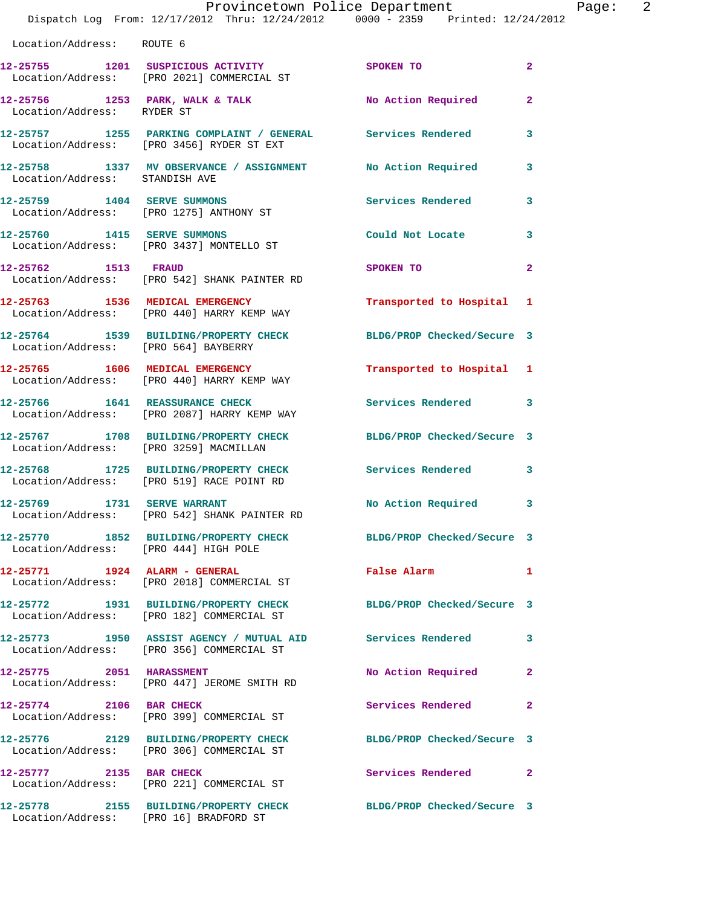Location/Address: ROUTE 6

| Call Number | Time | Call Reason | Action | Priority |
|---|---|---|---|---|
| 12-25755 | 1201 | SUSPICIOUS ACTIVITY | SPOKEN TO | 2 |
| Location/Address: | | [PRO 2021] COMMERCIAL ST | | |
| 12-25756 | 1253 | PARK, WALK & TALK | No Action Required | 2 |
| Location/Address: | | RYDER ST | | |
| 12-25757 | 1255 | PARKING COMPLAINT / GENERAL | Services Rendered | 3 |
| Location/Address: | | [PRO 3456] RYDER ST EXT | | |
| 12-25758 | 1337 | MV OBSERVANCE / ASSIGNMENT | No Action Required | 3 |
| Location/Address: | | STANDISH AVE | | |
| 12-25759 | 1404 | SERVE SUMMONS | Services Rendered | 3 |
| Location/Address: | | [PRO 1275] ANTHONY ST | | |
| 12-25760 | 1415 | SERVE SUMMONS | Could Not Locate | 3 |
| Location/Address: | | [PRO 3437] MONTELLO ST | | |
| 12-25762 | 1513 | FRAUD | SPOKEN TO | 2 |
| Location/Address: | | [PRO 542] SHANK PAINTER RD | | |
| 12-25763 | 1536 | MEDICAL EMERGENCY | Transported to Hospital | 1 |
| Location/Address: | | [PRO 440] HARRY KEMP WAY | | |
| 12-25764 | 1539 | BUILDING/PROPERTY CHECK | BLDG/PROP Checked/Secure | 3 |
| Location/Address: | | [PRO 564] BAYBERRY | | |
| 12-25765 | 1606 | MEDICAL EMERGENCY | Transported to Hospital | 1 |
| Location/Address: | | [PRO 440] HARRY KEMP WAY | | |
| 12-25766 | 1641 | REASSURANCE CHECK | Services Rendered | 3 |
| Location/Address: | | [PRO 2087] HARRY KEMP WAY | | |
| 12-25767 | 1708 | BUILDING/PROPERTY CHECK | BLDG/PROP Checked/Secure | 3 |
| Location/Address: | | [PRO 3259] MACMILLAN | | |
| 12-25768 | 1725 | BUILDING/PROPERTY CHECK | Services Rendered | 3 |
| Location/Address: | | [PRO 519] RACE POINT RD | | |
| 12-25769 | 1731 | SERVE WARRANT | No Action Required | 3 |
| Location/Address: | | [PRO 542] SHANK PAINTER RD | | |
| 12-25770 | 1852 | BUILDING/PROPERTY CHECK | BLDG/PROP Checked/Secure | 3 |
| Location/Address: | | [PRO 444] HIGH POLE | | |
| 12-25771 | 1924 | ALARM - GENERAL | False Alarm | 1 |
| Location/Address: | | [PRO 2018] COMMERCIAL ST | | |
| 12-25772 | 1931 | BUILDING/PROPERTY CHECK | BLDG/PROP Checked/Secure | 3 |
| Location/Address: | | [PRO 182] COMMERCIAL ST | | |
| 12-25773 | 1950 | ASSIST AGENCY / MUTUAL AID | Services Rendered | 3 |
| Location/Address: | | [PRO 356] COMMERCIAL ST | | |
| 12-25775 | 2051 | HARASSMENT | No Action Required | 2 |
| Location/Address: | | [PRO 447] JEROME SMITH RD | | |
| 12-25774 | 2106 | BAR CHECK | Services Rendered | 2 |
| Location/Address: | | [PRO 399] COMMERCIAL ST | | |
| 12-25776 | 2129 | BUILDING/PROPERTY CHECK | BLDG/PROP Checked/Secure | 3 |
| Location/Address: | | [PRO 306] COMMERCIAL ST | | |
| 12-25777 | 2135 | BAR CHECK | Services Rendered | 2 |
| Location/Address: | | [PRO 221] COMMERCIAL ST | | |
| 12-25778 | 2155 | BUILDING/PROPERTY CHECK | BLDG/PROP Checked/Secure | 3 |
| Location/Address: | | [PRO 16] BRADFORD ST | | |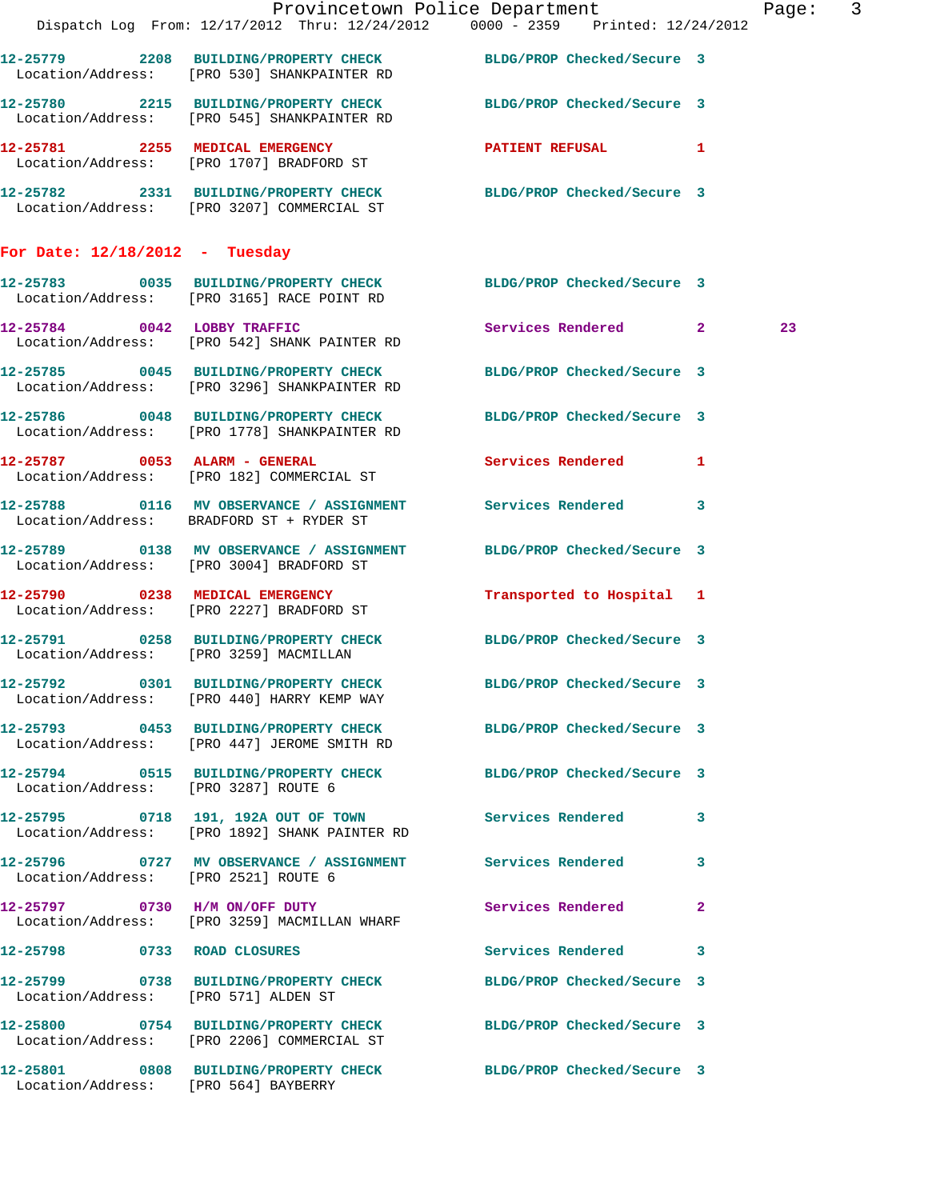12-25779 2208 BUILDING/PROPERTY CHECK BLDG/PROP Checked/Secure 3
Location/Address: [PRO 530] SHANKPAINTER RD

12-25780 2215 BUILDING/PROPERTY CHECK BLDG/PROP Checked/Secure 3
Location/Address: [PRO 545] SHANKPAINTER RD

12-25781 2255 MEDICAL EMERGENCY PATIENT REFUSAL 1
Location/Address: [PRO 1707] BRADFORD ST

12-25782 2331 BUILDING/PROPERTY CHECK BLDG/PROP Checked/Secure 3
Location/Address: [PRO 3207] COMMERCIAL ST

**For Date: 12/18/2012 - Tuesday**

12-25783 0035 BUILDING/PROPERTY CHECK BLDG/PROP Checked/Secure 3
Location/Address: [PRO 3165] RACE POINT RD

12-25784 0042 LOBBY TRAFFIC Services Rendered 2 23
Location/Address: [PRO 542] SHANK PAINTER RD

12-25785 0045 BUILDING/PROPERTY CHECK BLDG/PROP Checked/Secure 3
Location/Address: [PRO 3296] SHANKPAINTER RD

12-25786 0048 BUILDING/PROPERTY CHECK BLDG/PROP Checked/Secure 3
Location/Address: [PRO 1778] SHANKPAINTER RD

12-25787 0053 ALARM - GENERAL Services Rendered 1
Location/Address: [PRO 182] COMMERCIAL ST

12-25788 0116 MV OBSERVANCE / ASSIGNMENT Services Rendered 3
Location/Address: BRADFORD ST + RYDER ST

12-25789 0138 MV OBSERVANCE / ASSIGNMENT BLDG/PROP Checked/Secure 3
Location/Address: [PRO 3004] BRADFORD ST

12-25790 0238 MEDICAL EMERGENCY Transported to Hospital 1
Location/Address: [PRO 2227] BRADFORD ST

12-25791 0258 BUILDING/PROPERTY CHECK BLDG/PROP Checked/Secure 3
Location/Address: [PRO 3259] MACMILLAN

12-25792 0301 BUILDING/PROPERTY CHECK BLDG/PROP Checked/Secure 3
Location/Address: [PRO 440] HARRY KEMP WAY

12-25793 0453 BUILDING/PROPERTY CHECK BLDG/PROP Checked/Secure 3
Location/Address: [PRO 447] JEROME SMITH RD

12-25794 0515 BUILDING/PROPERTY CHECK BLDG/PROP Checked/Secure 3
Location/Address: [PRO 3287] ROUTE 6

12-25795 0718 191, 192A OUT OF TOWN Services Rendered 3
Location/Address: [PRO 1892] SHANK PAINTER RD

12-25796 0727 MV OBSERVANCE / ASSIGNMENT Services Rendered 3
Location/Address: [PRO 2521] ROUTE 6

12-25797 0730 H/M ON/OFF DUTY Services Rendered 2
Location/Address: [PRO 3259] MACMILLAN WHARF

12-25798 0733 ROAD CLOSURES Services Rendered 3

12-25799 0738 BUILDING/PROPERTY CHECK BLDG/PROP Checked/Secure 3
Location/Address: [PRO 571] ALDEN ST

12-25800 0754 BUILDING/PROPERTY CHECK BLDG/PROP Checked/Secure 3
Location/Address: [PRO 2206] COMMERCIAL ST

12-25801 0808 BUILDING/PROPERTY CHECK BLDG/PROP Checked/Secure 3
Location/Address: [PRO 564] BAYBERRY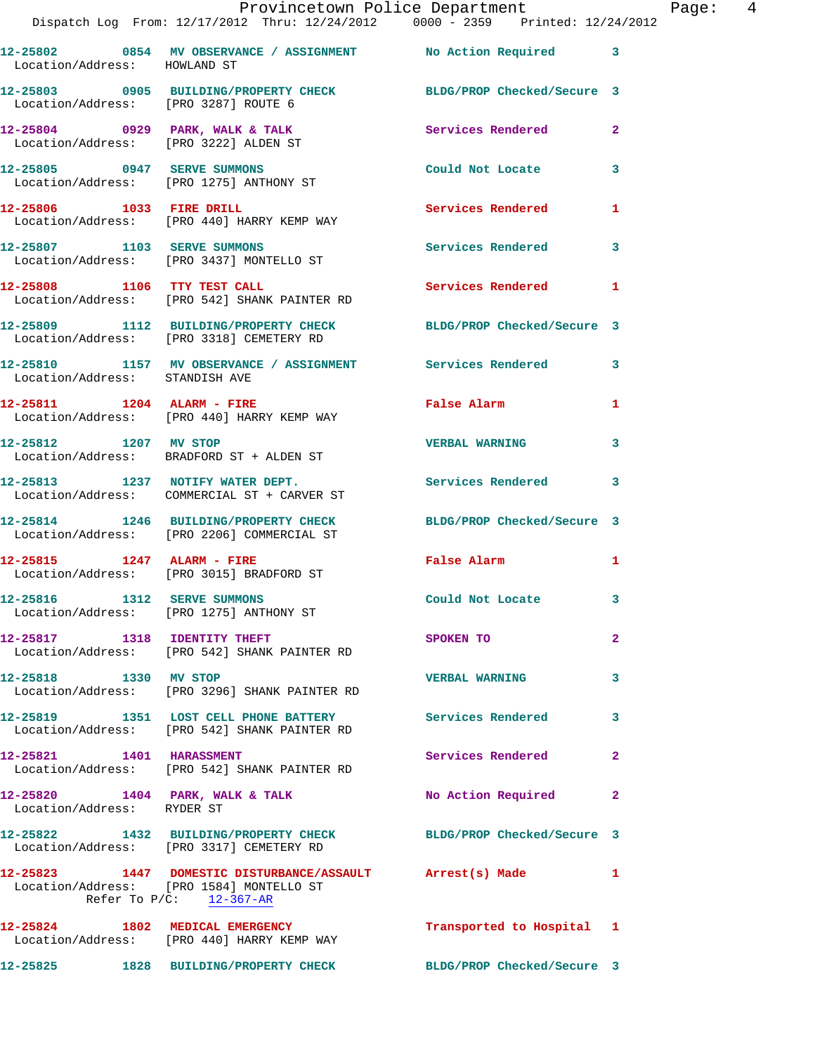12-25802 0854 MV OBSERVANCE / ASSIGNMENT No Action Required 3
Location/Address: HOWLAND ST

12-25803 0905 BUILDING/PROPERTY CHECK BLDG/PROP Checked/Secure 3
Location/Address: [PRO 3287] ROUTE 6

12-25804 0929 PARK, WALK & TALK Services Rendered 2
Location/Address: [PRO 3222] ALDEN ST

12-25805 0947 SERVE SUMMONS Could Not Locate 3
Location/Address: [PRO 1275] ANTHONY ST

12-25806 1033 FIRE DRILL Services Rendered 1
Location/Address: [PRO 440] HARRY KEMP WAY

12-25807 1103 SERVE SUMMONS Services Rendered 3
Location/Address: [PRO 3437] MONTELLO ST

12-25808 1106 TTY TEST CALL Services Rendered 1
Location/Address: [PRO 542] SHANK PAINTER RD

12-25809 1112 BUILDING/PROPERTY CHECK BLDG/PROP Checked/Secure 3
Location/Address: [PRO 3318] CEMETERY RD

12-25810 1157 MV OBSERVANCE / ASSIGNMENT Services Rendered 3
Location/Address: STANDISH AVE

12-25811 1204 ALARM - FIRE False Alarm 1
Location/Address: [PRO 440] HARRY KEMP WAY

12-25812 1207 MV STOP VERBAL WARNING 3
Location/Address: BRADFORD ST + ALDEN ST

12-25813 1237 NOTIFY WATER DEPT. Services Rendered 3
Location/Address: COMMERCIAL ST + CARVER ST

12-25814 1246 BUILDING/PROPERTY CHECK BLDG/PROP Checked/Secure 3
Location/Address: [PRO 2206] COMMERCIAL ST

12-25815 1247 ALARM - FIRE False Alarm 1
Location/Address: [PRO 3015] BRADFORD ST

12-25816 1312 SERVE SUMMONS Could Not Locate 3
Location/Address: [PRO 1275] ANTHONY ST

12-25817 1318 IDENTITY THEFT SPOKEN TO 2
Location/Address: [PRO 542] SHANK PAINTER RD

12-25818 1330 MV STOP VERBAL WARNING 3
Location/Address: [PRO 3296] SHANK PAINTER RD

12-25819 1351 LOST CELL PHONE BATTERY Services Rendered 3
Location/Address: [PRO 542] SHANK PAINTER RD

12-25821 1401 HARASSMENT Services Rendered 2
Location/Address: [PRO 542] SHANK PAINTER RD

12-25820 1404 PARK, WALK & TALK No Action Required 2
Location/Address: RYDER ST

12-25822 1432 BUILDING/PROPERTY CHECK BLDG/PROP Checked/Secure 3
Location/Address: [PRO 3317] CEMETERY RD

12-25823 1447 DOMESTIC DISTURBANCE/ASSAULT Arrest(s) Made 1
Location/Address: [PRO 1584] MONTELLO ST
Refer To P/C: 12-367-AR

12-25824 1802 MEDICAL EMERGENCY Transported to Hospital 1
Location/Address: [PRO 440] HARRY KEMP WAY

12-25825 1828 BUILDING/PROPERTY CHECK BLDG/PROP Checked/Secure 3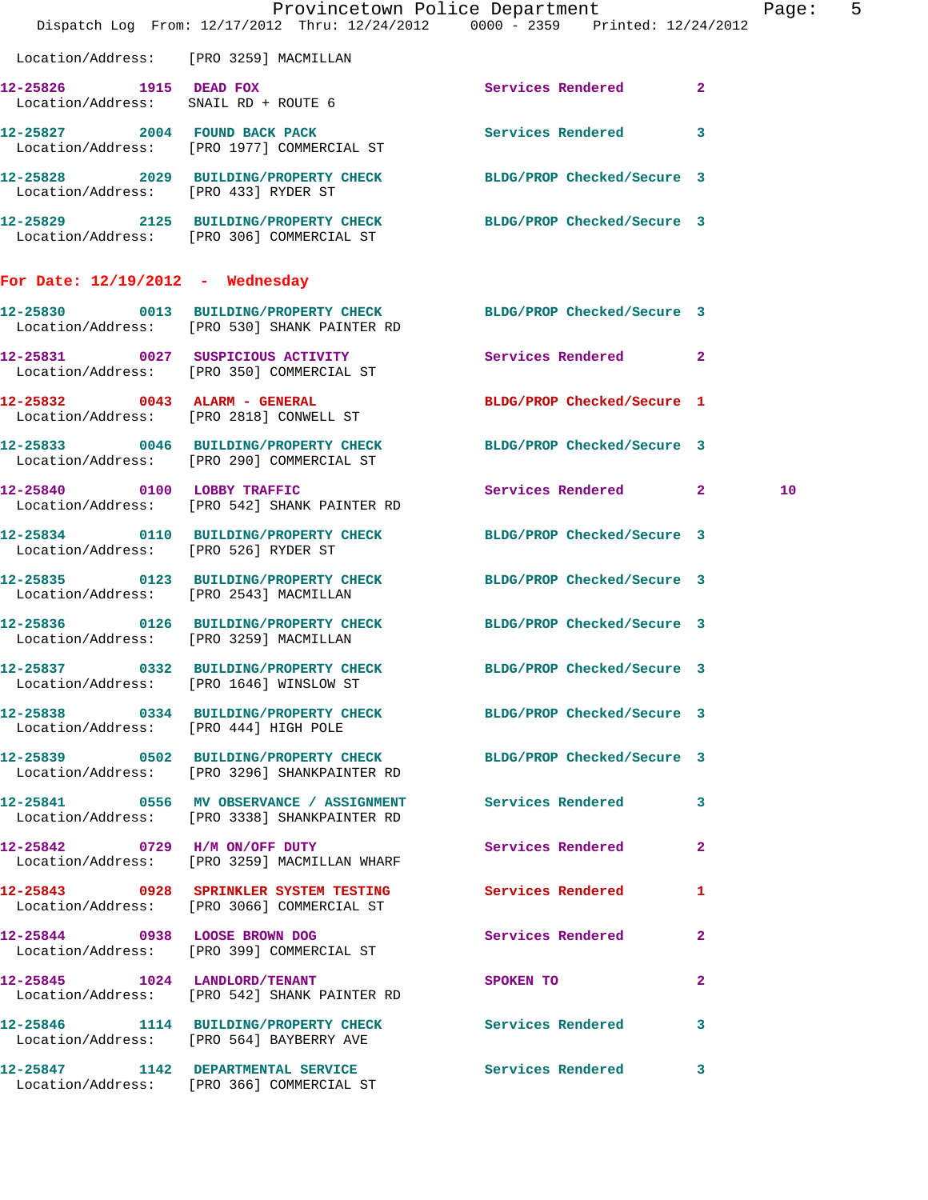Location/Address: [PRO 3259] MACMILLAN

**12-25826** 1915 **DEAD FOX** Services Rendered 2
Location/Address: SNAIL RD + ROUTE 6

**12-25827** 2004 **FOUND BACK PACK** Services Rendered 3
Location/Address: [PRO 1977] COMMERCIAL ST

**12-25828** 2029 **BUILDING/PROPERTY CHECK** BLDG/PROP Checked/Secure 3
Location/Address: [PRO 433] RYDER ST

**12-25829** 2125 **BUILDING/PROPERTY CHECK** BLDG/PROP Checked/Secure 3
Location/Address: [PRO 306] COMMERCIAL ST

## For Date: 12/19/2012 - Wednesday

**12-25830** 0013 **BUILDING/PROPERTY CHECK** BLDG/PROP Checked/Secure 3
Location/Address: [PRO 530] SHANK PAINTER RD

**12-25831** 0027 **SUSPICIOUS ACTIVITY** Services Rendered 2
Location/Address: [PRO 350] COMMERCIAL ST

**12-25832** 0043 **ALARM - GENERAL** BLDG/PROP Checked/Secure 1
Location/Address: [PRO 2818] CONWELL ST

**12-25833** 0046 **BUILDING/PROPERTY CHECK** BLDG/PROP Checked/Secure 3
Location/Address: [PRO 290] COMMERCIAL ST

**12-25840** 0100 **LOBBY TRAFFIC** Services Rendered 2 10
Location/Address: [PRO 542] SHANK PAINTER RD

**12-25834** 0110 **BUILDING/PROPERTY CHECK** BLDG/PROP Checked/Secure 3
Location/Address: [PRO 526] RYDER ST

**12-25835** 0123 **BUILDING/PROPERTY CHECK** BLDG/PROP Checked/Secure 3
Location/Address: [PRO 2543] MACMILLAN

**12-25836** 0126 **BUILDING/PROPERTY CHECK** BLDG/PROP Checked/Secure 3
Location/Address: [PRO 3259] MACMILLAN

**12-25837** 0332 **BUILDING/PROPERTY CHECK** BLDG/PROP Checked/Secure 3
Location/Address: [PRO 1646] WINSLOW ST

**12-25838** 0334 **BUILDING/PROPERTY CHECK** BLDG/PROP Checked/Secure 3
Location/Address: [PRO 444] HIGH POLE

**12-25839** 0502 **BUILDING/PROPERTY CHECK** BLDG/PROP Checked/Secure 3
Location/Address: [PRO 3296] SHANKPAINTER RD

**12-25841** 0556 **MV OBSERVANCE / ASSIGNMENT** Services Rendered 3
Location/Address: [PRO 3338] SHANKPAINTER RD

**12-25842** 0729 **H/M ON/OFF DUTY** Services Rendered 2
Location/Address: [PRO 3259] MACMILLAN WHARF

**12-25843** 0928 **SPRINKLER SYSTEM TESTING** Services Rendered 1
Location/Address: [PRO 3066] COMMERCIAL ST

**12-25844** 0938 **LOOSE BROWN DOG** Services Rendered 2
Location/Address: [PRO 399] COMMERCIAL ST

**12-25845** 1024 **LANDLORD/TENANT** SPOKEN TO 2
Location/Address: [PRO 542] SHANK PAINTER RD

**12-25846** 1114 **BUILDING/PROPERTY CHECK** Services Rendered 3
Location/Address: [PRO 564] BAYBERRY AVE

**12-25847** 1142 **DEPARTMENTAL SERVICE** Services Rendered 3
Location/Address: [PRO 366] COMMERCIAL ST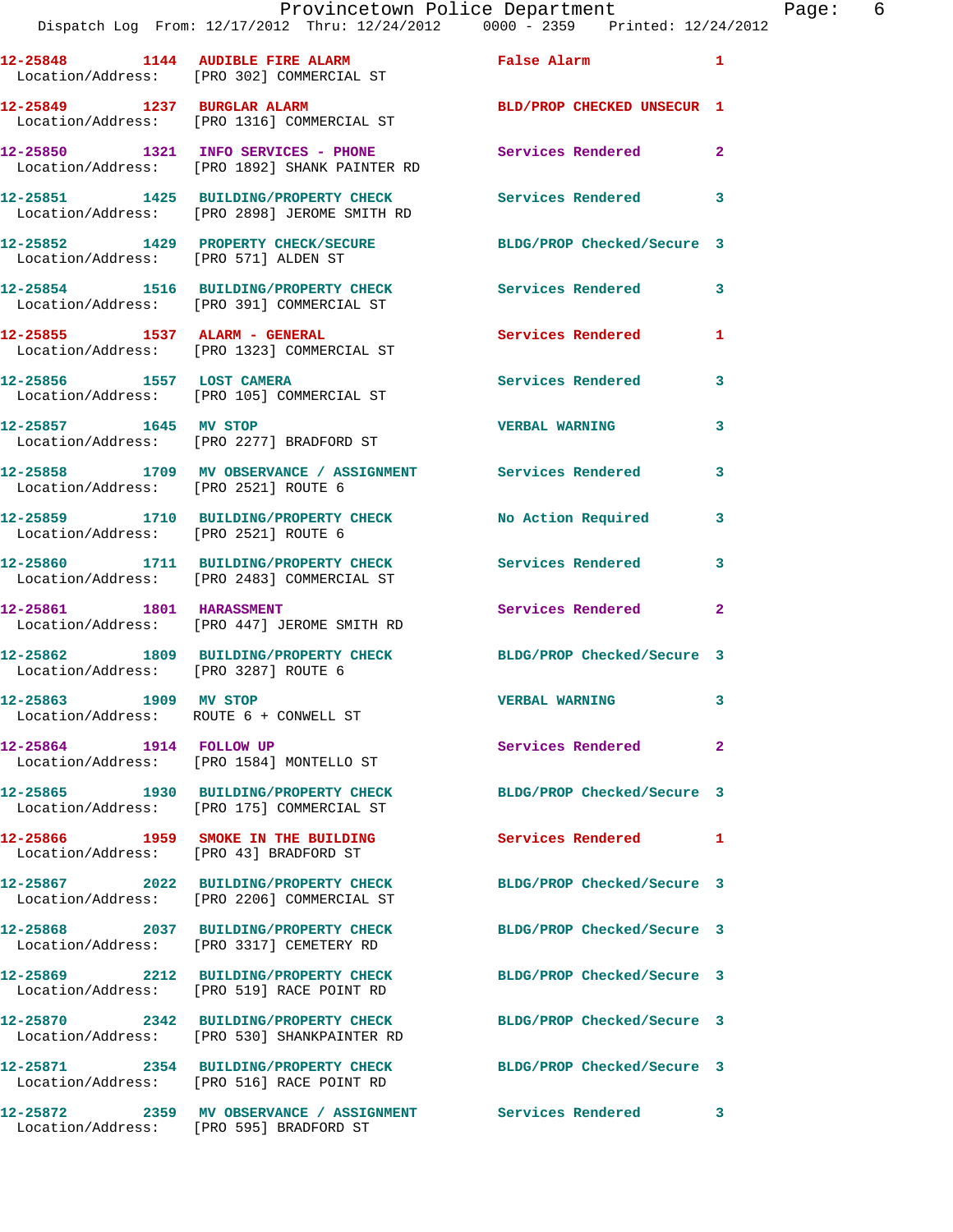| Call Number | Time | Call Reason | Action | Priority |
|---|---|---|---|---|
| 12-25848 | 1144 | AUDIBLE FIRE ALARM | False Alarm | 1 |
| Location/Address: [PRO 302] COMMERCIAL ST | | | | |
| 12-25849 | 1237 | BURGLAR ALARM | BLD/PROP CHECKED UNSECUR | 1 |
| Location/Address: [PRO 1316] COMMERCIAL ST | | | | |
| 12-25850 | 1321 | INFO SERVICES - PHONE | Services Rendered | 2 |
| Location/Address: [PRO 1892] SHANK PAINTER RD | | | | |
| 12-25851 | 1425 | BUILDING/PROPERTY CHECK | Services Rendered | 3 |
| Location/Address: [PRO 2898] JEROME SMITH RD | | | | |
| 12-25852 | 1429 | PROPERTY CHECK/SECURE | BLDG/PROP Checked/Secure | 3 |
| Location/Address: [PRO 571] ALDEN ST | | | | |
| 12-25854 | 1516 | BUILDING/PROPERTY CHECK | Services Rendered | 3 |
| Location/Address: [PRO 391] COMMERCIAL ST | | | | |
| 12-25855 | 1537 | ALARM - GENERAL | Services Rendered | 1 |
| Location/Address: [PRO 1323] COMMERCIAL ST | | | | |
| 12-25856 | 1557 | LOST CAMERA | Services Rendered | 3 |
| Location/Address: [PRO 105] COMMERCIAL ST | | | | |
| 12-25857 | 1645 | MV STOP | VERBAL WARNING | 3 |
| Location/Address: [PRO 2277] BRADFORD ST | | | | |
| 12-25858 | 1709 | MV OBSERVANCE / ASSIGNMENT | Services Rendered | 3 |
| Location/Address: [PRO 2521] ROUTE 6 | | | | |
| 12-25859 | 1710 | BUILDING/PROPERTY CHECK | No Action Required | 3 |
| Location/Address: [PRO 2521] ROUTE 6 | | | | |
| 12-25860 | 1711 | BUILDING/PROPERTY CHECK | Services Rendered | 3 |
| Location/Address: [PRO 2483] COMMERCIAL ST | | | | |
| 12-25861 | 1801 | HARASSMENT | Services Rendered | 2 |
| Location/Address: [PRO 447] JEROME SMITH RD | | | | |
| 12-25862 | 1809 | BUILDING/PROPERTY CHECK | BLDG/PROP Checked/Secure | 3 |
| Location/Address: [PRO 3287] ROUTE 6 | | | | |
| 12-25863 | 1909 | MV STOP | VERBAL WARNING | 3 |
| Location/Address: ROUTE 6 + CONWELL ST | | | | |
| 12-25864 | 1914 | FOLLOW UP | Services Rendered | 2 |
| Location/Address: [PRO 1584] MONTELLO ST | | | | |
| 12-25865 | 1930 | BUILDING/PROPERTY CHECK | BLDG/PROP Checked/Secure | 3 |
| Location/Address: [PRO 175] COMMERCIAL ST | | | | |
| 12-25866 | 1959 | SMOKE IN THE BUILDING | Services Rendered | 1 |
| Location/Address: [PRO 43] BRADFORD ST | | | | |
| 12-25867 | 2022 | BUILDING/PROPERTY CHECK | BLDG/PROP Checked/Secure | 3 |
| Location/Address: [PRO 2206] COMMERCIAL ST | | | | |
| 12-25868 | 2037 | BUILDING/PROPERTY CHECK | BLDG/PROP Checked/Secure | 3 |
| Location/Address: [PRO 3317] CEMETERY RD | | | | |
| 12-25869 | 2212 | BUILDING/PROPERTY CHECK | BLDG/PROP Checked/Secure | 3 |
| Location/Address: [PRO 519] RACE POINT RD | | | | |
| 12-25870 | 2342 | BUILDING/PROPERTY CHECK | BLDG/PROP Checked/Secure | 3 |
| Location/Address: [PRO 530] SHANKPAINTER RD | | | | |
| 12-25871 | 2354 | BUILDING/PROPERTY CHECK | BLDG/PROP Checked/Secure | 3 |
| Location/Address: [PRO 516] RACE POINT RD | | | | |
| 12-25872 | 2359 | MV OBSERVANCE / ASSIGNMENT | Services Rendered | 3 |
| Location/Address: [PRO 595] BRADFORD ST | | | | |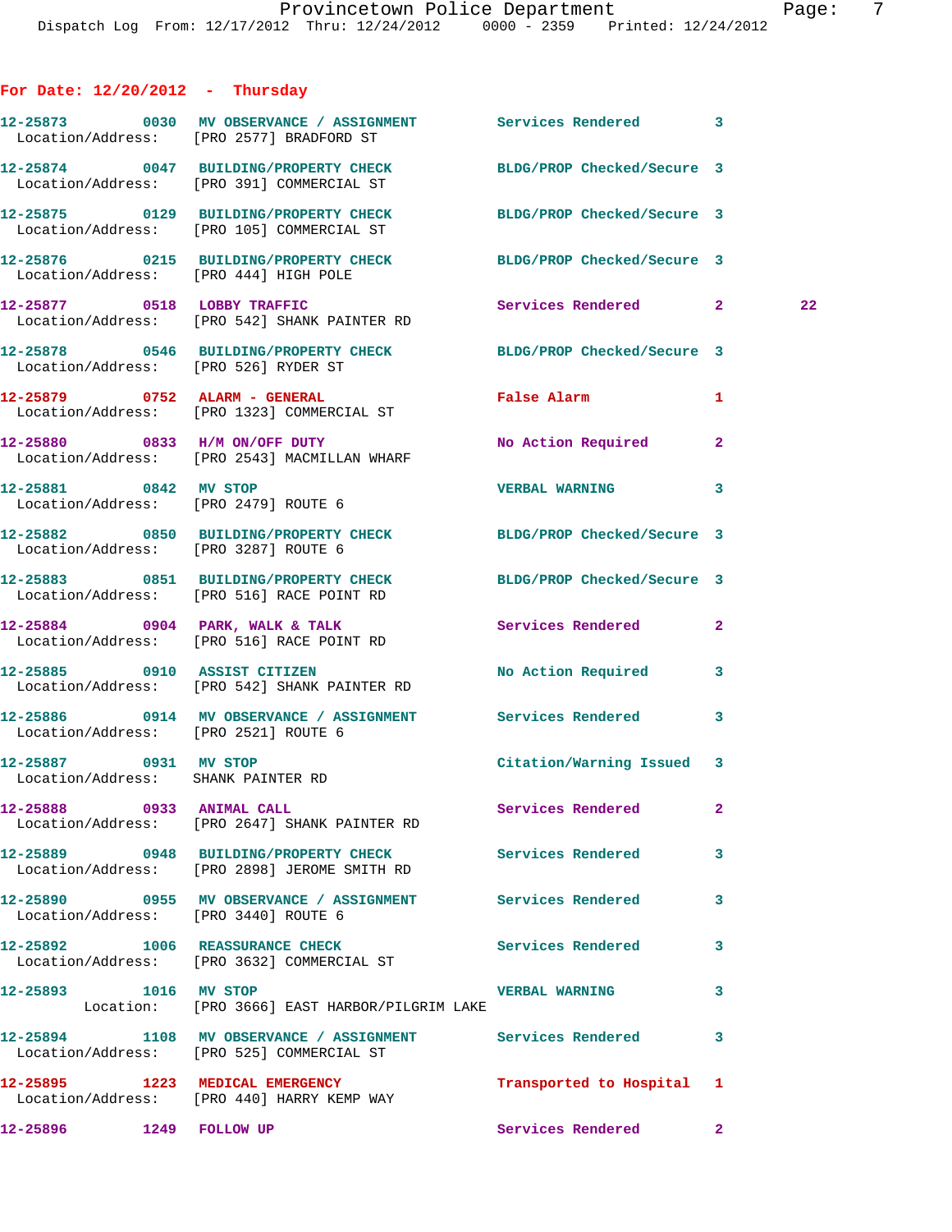## For Date: 12/20/2012 - Thursday

12-25873 0030 MV OBSERVANCE / ASSIGNMENT Services Rendered 3
Location/Address: [PRO 2577] BRADFORD ST

12-25874 0047 BUILDING/PROPERTY CHECK BLDG/PROP Checked/Secure 3
Location/Address: [PRO 391] COMMERCIAL ST

12-25875 0129 BUILDING/PROPERTY CHECK BLDG/PROP Checked/Secure 3
Location/Address: [PRO 105] COMMERCIAL ST

12-25876 0215 BUILDING/PROPERTY CHECK BLDG/PROP Checked/Secure 3
Location/Address: [PRO 444] HIGH POLE

12-25877 0518 LOBBY TRAFFIC Services Rendered 2 22
Location/Address: [PRO 542] SHANK PAINTER RD

12-25878 0546 BUILDING/PROPERTY CHECK BLDG/PROP Checked/Secure 3
Location/Address: [PRO 526] RYDER ST

12-25879 0752 ALARM - GENERAL False Alarm 1
Location/Address: [PRO 1323] COMMERCIAL ST

12-25880 0833 H/M ON/OFF DUTY No Action Required 2
Location/Address: [PRO 2543] MACMILLAN WHARF

12-25881 0842 MV STOP VERBAL WARNING 3
Location/Address: [PRO 2479] ROUTE 6

12-25882 0850 BUILDING/PROPERTY CHECK BLDG/PROP Checked/Secure 3
Location/Address: [PRO 3287] ROUTE 6

12-25883 0851 BUILDING/PROPERTY CHECK BLDG/PROP Checked/Secure 3
Location/Address: [PRO 516] RACE POINT RD

12-25884 0904 PARK, WALK & TALK Services Rendered 2
Location/Address: [PRO 516] RACE POINT RD

12-25885 0910 ASSIST CITIZEN No Action Required 3
Location/Address: [PRO 542] SHANK PAINTER RD

12-25886 0914 MV OBSERVANCE / ASSIGNMENT Services Rendered 3
Location/Address: [PRO 2521] ROUTE 6

12-25887 0931 MV STOP Citation/Warning Issued 3
Location/Address: SHANK PAINTER RD

12-25888 0933 ANIMAL CALL Services Rendered 2
Location/Address: [PRO 2647] SHANK PAINTER RD

12-25889 0948 BUILDING/PROPERTY CHECK Services Rendered 3
Location/Address: [PRO 2898] JEROME SMITH RD

12-25890 0955 MV OBSERVANCE / ASSIGNMENT Services Rendered 3
Location/Address: [PRO 3440] ROUTE 6

12-25892 1006 REASSURANCE CHECK Services Rendered 3
Location/Address: [PRO 3632] COMMERCIAL ST

12-25893 1016 MV STOP VERBAL WARNING 3
Location: [PRO 3666] EAST HARBOR/PILGRIM LAKE

12-25894 1108 MV OBSERVANCE / ASSIGNMENT Services Rendered 3
Location/Address: [PRO 525] COMMERCIAL ST

12-25895 1223 MEDICAL EMERGENCY Transported to Hospital 1
Location/Address: [PRO 440] HARRY KEMP WAY

12-25896 1249 FOLLOW UP Services Rendered 2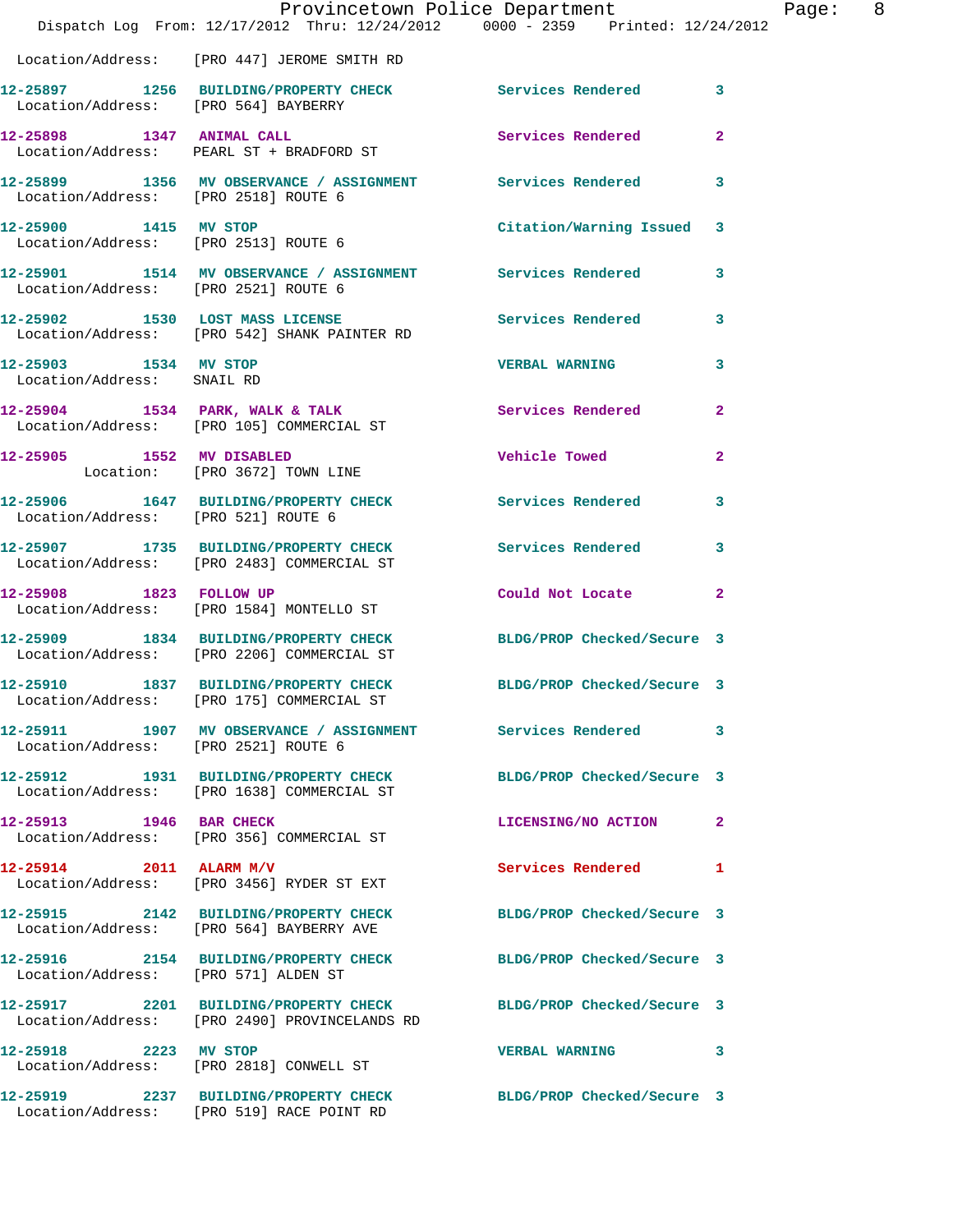Location/Address: [PRO 447] JEROME SMITH RD

12-25897 1256 BUILDING/PROPERTY CHECK Services Rendered 3
Location/Address: [PRO 564] BAYBERRY

12-25898 1347 ANIMAL CALL Services Rendered 2
Location/Address: PEARL ST + BRADFORD ST

12-25899 1356 MV OBSERVANCE / ASSIGNMENT Services Rendered 3
Location/Address: [PRO 2518] ROUTE 6

12-25900 1415 MV STOP Citation/Warning Issued 3
Location/Address: [PRO 2513] ROUTE 6

12-25901 1514 MV OBSERVANCE / ASSIGNMENT Services Rendered 3
Location/Address: [PRO 2521] ROUTE 6

12-25902 1530 LOST MASS LICENSE Services Rendered 3
Location/Address: [PRO 542] SHANK PAINTER RD

12-25903 1534 MV STOP VERBAL WARNING 3
Location/Address: SNAIL RD

12-25904 1534 PARK, WALK & TALK Services Rendered 2
Location/Address: [PRO 105] COMMERCIAL ST

12-25905 1552 MV DISABLED Vehicle Towed 2
Location: [PRO 3672] TOWN LINE

12-25906 1647 BUILDING/PROPERTY CHECK Services Rendered 3
Location/Address: [PRO 521] ROUTE 6

12-25907 1735 BUILDING/PROPERTY CHECK Services Rendered 3
Location/Address: [PRO 2483] COMMERCIAL ST

12-25908 1823 FOLLOW UP Could Not Locate 2
Location/Address: [PRO 1584] MONTELLO ST

12-25909 1834 BUILDING/PROPERTY CHECK BLDG/PROP Checked/Secure 3
Location/Address: [PRO 2206] COMMERCIAL ST

12-25910 1837 BUILDING/PROPERTY CHECK BLDG/PROP Checked/Secure 3
Location/Address: [PRO 175] COMMERCIAL ST

12-25911 1907 MV OBSERVANCE / ASSIGNMENT Services Rendered 3
Location/Address: [PRO 2521] ROUTE 6

12-25912 1931 BUILDING/PROPERTY CHECK BLDG/PROP Checked/Secure 3
Location/Address: [PRO 1638] COMMERCIAL ST

12-25913 1946 BAR CHECK LICENSING/NO ACTION 2
Location/Address: [PRO 356] COMMERCIAL ST

12-25914 2011 ALARM M/V Services Rendered 1
Location/Address: [PRO 3456] RYDER ST EXT

12-25915 2142 BUILDING/PROPERTY CHECK BLDG/PROP Checked/Secure 3
Location/Address: [PRO 564] BAYBERRY AVE

12-25916 2154 BUILDING/PROPERTY CHECK BLDG/PROP Checked/Secure 3
Location/Address: [PRO 571] ALDEN ST

12-25917 2201 BUILDING/PROPERTY CHECK BLDG/PROP Checked/Secure 3
Location/Address: [PRO 2490] PROVINCELANDS RD

12-25918 2223 MV STOP VERBAL WARNING 3
Location/Address: [PRO 2818] CONWELL ST

12-25919 2237 BUILDING/PROPERTY CHECK BLDG/PROP Checked/Secure 3
Location/Address: [PRO 519] RACE POINT RD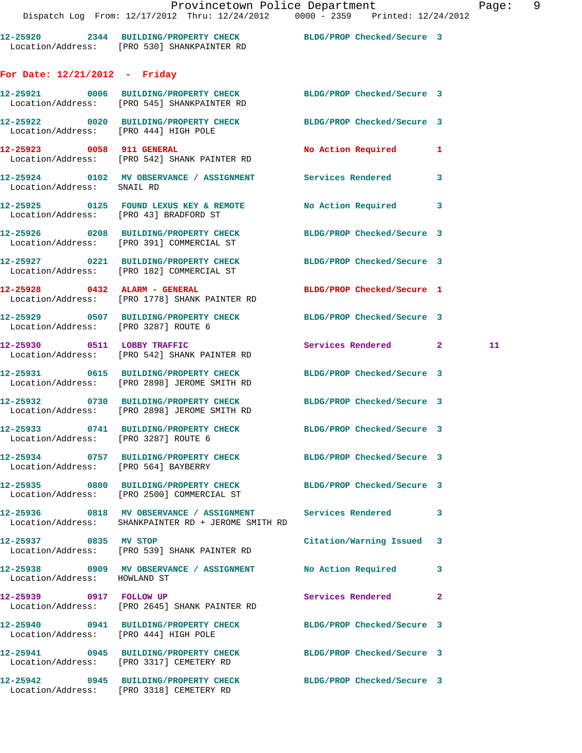12-25920 2344 BUILDING/PROPERTY CHECK BLDG/PROP Checked/Secure 3
Location/Address: [PRO 530] SHANKPAINTER RD

## For Date: 12/21/2012 - Friday

12-25921 0006 BUILDING/PROPERTY CHECK BLDG/PROP Checked/Secure 3
Location/Address: [PRO 545] SHANKPAINTER RD

12-25922 0020 BUILDING/PROPERTY CHECK BLDG/PROP Checked/Secure 3
Location/Address: [PRO 444] HIGH POLE

12-25923 0058 911 GENERAL No Action Required 1
Location/Address: [PRO 542] SHANK PAINTER RD

12-25924 0102 MV OBSERVANCE / ASSIGNMENT Services Rendered 3
Location/Address: SNAIL RD

12-25925 0125 FOUND LEXUS KEY & REMOTE No Action Required 3
Location/Address: [PRO 43] BRADFORD ST

12-25926 0208 BUILDING/PROPERTY CHECK BLDG/PROP Checked/Secure 3
Location/Address: [PRO 391] COMMERCIAL ST

12-25927 0221 BUILDING/PROPERTY CHECK BLDG/PROP Checked/Secure 3
Location/Address: [PRO 182] COMMERCIAL ST

12-25928 0432 ALARM - GENERAL BLDG/PROP Checked/Secure 1
Location/Address: [PRO 1778] SHANK PAINTER RD

12-25929 0507 BUILDING/PROPERTY CHECK BLDG/PROP Checked/Secure 3
Location/Address: [PRO 3287] ROUTE 6

12-25930 0511 LOBBY TRAFFIC Services Rendered 2 11
Location/Address: [PRO 542] SHANK PAINTER RD

12-25931 0615 BUILDING/PROPERTY CHECK BLDG/PROP Checked/Secure 3
Location/Address: [PRO 2898] JEROME SMITH RD

12-25932 0730 BUILDING/PROPERTY CHECK BLDG/PROP Checked/Secure 3
Location/Address: [PRO 2898] JEROME SMITH RD

12-25933 0741 BUILDING/PROPERTY CHECK BLDG/PROP Checked/Secure 3
Location/Address: [PRO 3287] ROUTE 6

12-25934 0757 BUILDING/PROPERTY CHECK BLDG/PROP Checked/Secure 3
Location/Address: [PRO 564] BAYBERRY

12-25935 0800 BUILDING/PROPERTY CHECK BLDG/PROP Checked/Secure 3
Location/Address: [PRO 2500] COMMERCIAL ST

12-25936 0818 MV OBSERVANCE / ASSIGNMENT Services Rendered 3
Location/Address: SHANKPAINTER RD + JEROME SMITH RD

12-25937 0835 MV STOP Citation/Warning Issued 3
Location/Address: [PRO 539] SHANK PAINTER RD

12-25938 0909 MV OBSERVANCE / ASSIGNMENT No Action Required 3
Location/Address: HOWLAND ST

12-25939 0917 FOLLOW UP Services Rendered 2
Location/Address: [PRO 2645] SHANK PAINTER RD

12-25940 0941 BUILDING/PROPERTY CHECK BLDG/PROP Checked/Secure 3
Location/Address: [PRO 444] HIGH POLE

12-25941 0945 BUILDING/PROPERTY CHECK BLDG/PROP Checked/Secure 3
Location/Address: [PRO 3317] CEMETERY RD

12-25942 0945 BUILDING/PROPERTY CHECK BLDG/PROP Checked/Secure 3
Location/Address: [PRO 3318] CEMETERY RD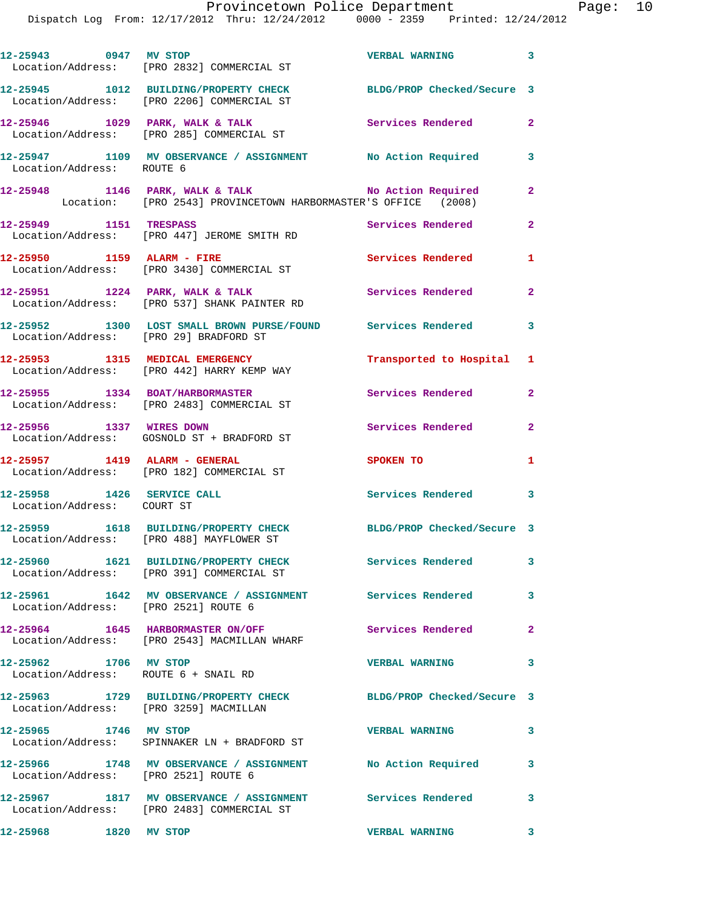```
12-25943        0947  MV STOP                                VERBAL WARNING           3
   Location/Address:    [PRO 2832] COMMERCIAL ST

12-25945        1012  BUILDING/PROPERTY CHECK                BLDG/PROP Checked/Secure 3
   Location/Address:    [PRO 2206] COMMERCIAL ST

12-25946        1029  PARK, WALK & TALK                      Services Rendered        2
   Location/Address:    [PRO 285] COMMERCIAL ST

12-25947        1109  MV OBSERVANCE / ASSIGNMENT             No Action Required       3
   Location/Address:    ROUTE 6

12-25948        1146  PARK, WALK & TALK                      No Action Required       2
            Location:   [PRO 2543] PROVINCETOWN HARBORMASTER'S OFFICE   (2008)

12-25949        1151  TRESPASS                               Services Rendered        2
   Location/Address:    [PRO 447] JEROME SMITH RD

12-25950        1159  ALARM - FIRE                           Services Rendered        1
   Location/Address:    [PRO 3430] COMMERCIAL ST

12-25951        1224  PARK, WALK & TALK                      Services Rendered        2
   Location/Address:    [PRO 537] SHANK PAINTER RD

12-25952        1300  LOST SMALL BROWN PURSE/FOUND           Services Rendered        3
   Location/Address:    [PRO 29] BRADFORD ST

12-25953        1315  MEDICAL EMERGENCY                      Transported to Hospital  1
   Location/Address:    [PRO 442] HARRY KEMP WAY

12-25955        1334  BOAT/HARBORMASTER                      Services Rendered        2
   Location/Address:    [PRO 2483] COMMERCIAL ST

12-25956        1337  WIRES DOWN                             Services Rendered        2
   Location/Address:    GOSNOLD ST + BRADFORD ST

12-25957        1419  ALARM - GENERAL                        SPOKEN TO                1
   Location/Address:    [PRO 182] COMMERCIAL ST

12-25958        1426  SERVICE CALL                           Services Rendered        3
   Location/Address:    COURT ST

12-25959        1618  BUILDING/PROPERTY CHECK                BLDG/PROP Checked/Secure 3
   Location/Address:    [PRO 488] MAYFLOWER ST

12-25960        1621  BUILDING/PROPERTY CHECK                Services Rendered        3
   Location/Address:    [PRO 391] COMMERCIAL ST

12-25961        1642  MV OBSERVANCE / ASSIGNMENT             Services Rendered        3
   Location/Address:    [PRO 2521] ROUTE 6

12-25964        1645  HARBORMASTER ON/OFF                    Services Rendered        2
   Location/Address:    [PRO 2543] MACMILLAN WHARF

12-25962        1706  MV STOP                                VERBAL WARNING           3
   Location/Address:    ROUTE 6 + SNAIL RD

12-25963        1729  BUILDING/PROPERTY CHECK                BLDG/PROP Checked/Secure 3
   Location/Address:    [PRO 3259] MACMILLAN

12-25965        1746  MV STOP                                VERBAL WARNING           3
   Location/Address:    SPINNAKER LN + BRADFORD ST

12-25966        1748  MV OBSERVANCE / ASSIGNMENT             No Action Required       3
   Location/Address:    [PRO 2521] ROUTE 6

12-25967        1817  MV OBSERVANCE / ASSIGNMENT             Services Rendered        3
   Location/Address:    [PRO 2483] COMMERCIAL ST

12-25968        1820  MV STOP                                VERBAL WARNING           3
```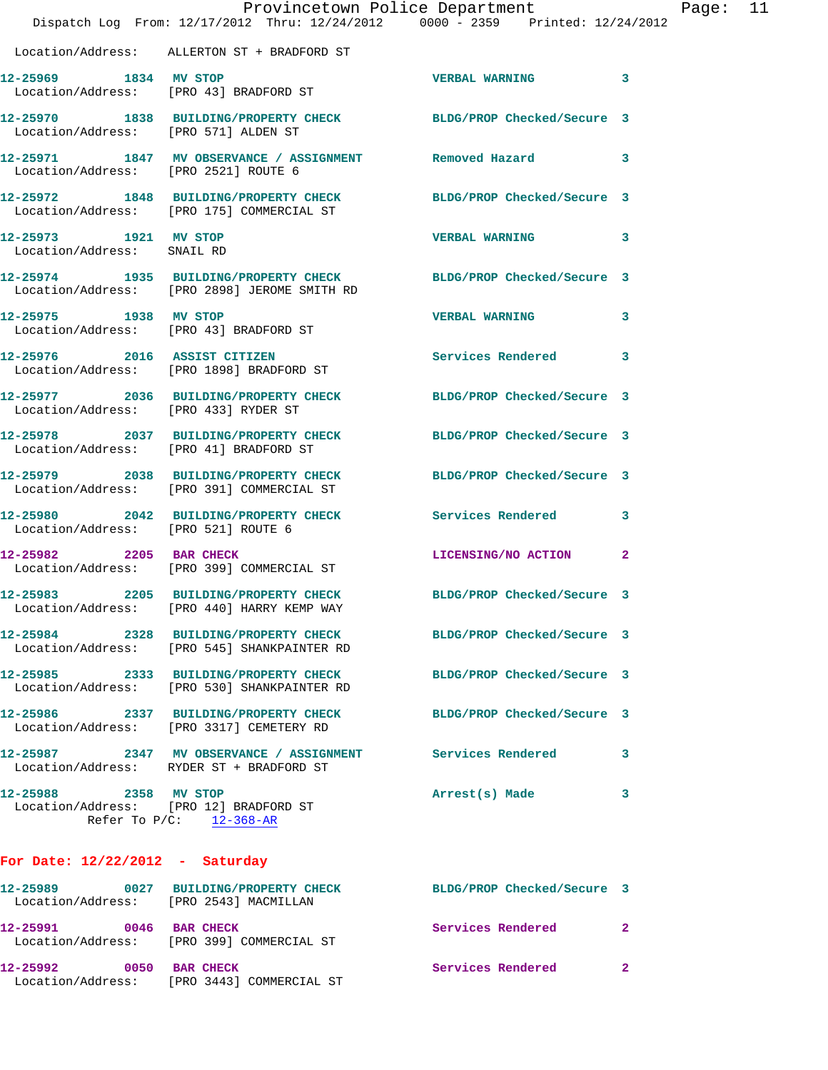Location/Address: ALLERTON ST + BRADFORD ST

**12-25969** 1834 **MV STOP** VERBAL WARNING 3
Location/Address: [PRO 43] BRADFORD ST

**12-25970** 1838 **BUILDING/PROPERTY CHECK** BLDG/PROP Checked/Secure 3
Location/Address: [PRO 571] ALDEN ST

**12-25971** 1847 **MV OBSERVANCE / ASSIGNMENT** Removed Hazard 3
Location/Address: [PRO 2521] ROUTE 6

**12-25972** 1848 **BUILDING/PROPERTY CHECK** BLDG/PROP Checked/Secure 3
Location/Address: [PRO 175] COMMERCIAL ST

**12-25973** 1921 **MV STOP** VERBAL WARNING 3
Location/Address: SNAIL RD

**12-25974** 1935 **BUILDING/PROPERTY CHECK** BLDG/PROP Checked/Secure 3
Location/Address: [PRO 2898] JEROME SMITH RD

**12-25975** 1938 **MV STOP** VERBAL WARNING 3
Location/Address: [PRO 43] BRADFORD ST

**12-25976** 2016 **ASSIST CITIZEN** Services Rendered 3
Location/Address: [PRO 1898] BRADFORD ST

**12-25977** 2036 **BUILDING/PROPERTY CHECK** BLDG/PROP Checked/Secure 3
Location/Address: [PRO 433] RYDER ST

**12-25978** 2037 **BUILDING/PROPERTY CHECK** BLDG/PROP Checked/Secure 3
Location/Address: [PRO 41] BRADFORD ST

**12-25979** 2038 **BUILDING/PROPERTY CHECK** BLDG/PROP Checked/Secure 3
Location/Address: [PRO 391] COMMERCIAL ST

**12-25980** 2042 **BUILDING/PROPERTY CHECK** Services Rendered 3
Location/Address: [PRO 521] ROUTE 6

**12-25982** 2205 **BAR CHECK** LICENSING/NO ACTION 2
Location/Address: [PRO 399] COMMERCIAL ST

**12-25983** 2205 **BUILDING/PROPERTY CHECK** BLDG/PROP Checked/Secure 3
Location/Address: [PRO 440] HARRY KEMP WAY

**12-25984** 2328 **BUILDING/PROPERTY CHECK** BLDG/PROP Checked/Secure 3
Location/Address: [PRO 545] SHANKPAINTER RD

**12-25985** 2333 **BUILDING/PROPERTY CHECK** BLDG/PROP Checked/Secure 3
Location/Address: [PRO 530] SHANKPAINTER RD

**12-25986** 2337 **BUILDING/PROPERTY CHECK** BLDG/PROP Checked/Secure 3
Location/Address: [PRO 3317] CEMETERY RD

**12-25987** 2347 **MV OBSERVANCE / ASSIGNMENT** Services Rendered 3
Location/Address: RYDER ST + BRADFORD ST

**12-25988** 2358 **MV STOP** Arrest(s) Made 3
Location/Address: [PRO 12] BRADFORD ST
Refer To P/C: 12-368-AR

## For Date: 12/22/2012 - Saturday

**12-25989** 0027 **BUILDING/PROPERTY CHECK** BLDG/PROP Checked/Secure 3
Location/Address: [PRO 2543] MACMILLAN

**12-25991** 0046 **BAR CHECK** Services Rendered 2
Location/Address: [PRO 399] COMMERCIAL ST

**12-25992** 0050 **BAR CHECK** Services Rendered 2
Location/Address: [PRO 3443] COMMERCIAL ST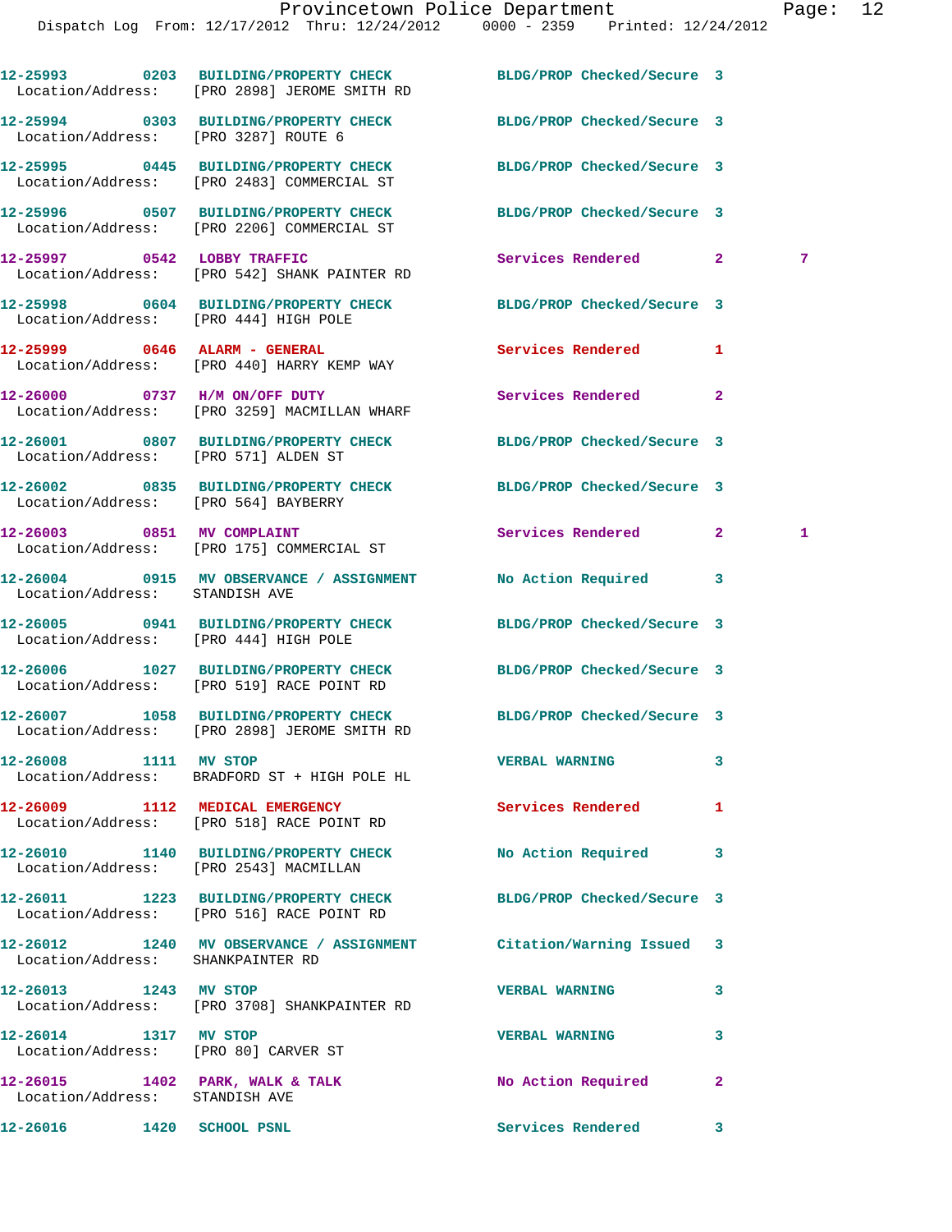12-25993 0203 BUILDING/PROPERTY CHECK BLDG/PROP Checked/Secure 3
Location/Address: [PRO 2898] JEROME SMITH RD

12-25994 0303 BUILDING/PROPERTY CHECK BLDG/PROP Checked/Secure 3
Location/Address: [PRO 3287] ROUTE 6

12-25995 0445 BUILDING/PROPERTY CHECK BLDG/PROP Checked/Secure 3
Location/Address: [PRO 2483] COMMERCIAL ST

12-25996 0507 BUILDING/PROPERTY CHECK BLDG/PROP Checked/Secure 3
Location/Address: [PRO 2206] COMMERCIAL ST

12-25997 0542 LOBBY TRAFFIC Services Rendered 2 7
Location/Address: [PRO 542] SHANK PAINTER RD

12-25998 0604 BUILDING/PROPERTY CHECK BLDG/PROP Checked/Secure 3
Location/Address: [PRO 444] HIGH POLE

12-25999 0646 ALARM - GENERAL Services Rendered 1
Location/Address: [PRO 440] HARRY KEMP WAY

12-26000 0737 H/M ON/OFF DUTY Services Rendered 2
Location/Address: [PRO 3259] MACMILLAN WHARF

12-26001 0807 BUILDING/PROPERTY CHECK BLDG/PROP Checked/Secure 3
Location/Address: [PRO 571] ALDEN ST

12-26002 0835 BUILDING/PROPERTY CHECK BLDG/PROP Checked/Secure 3
Location/Address: [PRO 564] BAYBERRY

12-26003 0851 MV COMPLAINT Services Rendered 2 1
Location/Address: [PRO 175] COMMERCIAL ST

12-26004 0915 MV OBSERVANCE / ASSIGNMENT No Action Required 3
Location/Address: STANDISH AVE

12-26005 0941 BUILDING/PROPERTY CHECK BLDG/PROP Checked/Secure 3
Location/Address: [PRO 444] HIGH POLE

12-26006 1027 BUILDING/PROPERTY CHECK BLDG/PROP Checked/Secure 3
Location/Address: [PRO 519] RACE POINT RD

12-26007 1058 BUILDING/PROPERTY CHECK BLDG/PROP Checked/Secure 3
Location/Address: [PRO 2898] JEROME SMITH RD

12-26008 1111 MV STOP VERBAL WARNING 3
Location/Address: BRADFORD ST + HIGH POLE HL

12-26009 1112 MEDICAL EMERGENCY Services Rendered 1
Location/Address: [PRO 518] RACE POINT RD

12-26010 1140 BUILDING/PROPERTY CHECK No Action Required 3
Location/Address: [PRO 2543] MACMILLAN

12-26011 1223 BUILDING/PROPERTY CHECK BLDG/PROP Checked/Secure 3
Location/Address: [PRO 516] RACE POINT RD

12-26012 1240 MV OBSERVANCE / ASSIGNMENT Citation/Warning Issued 3
Location/Address: SHANKPAINTER RD

12-26013 1243 MV STOP VERBAL WARNING 3
Location/Address: [PRO 3708] SHANKPAINTER RD

12-26014 1317 MV STOP VERBAL WARNING 3
Location/Address: [PRO 80] CARVER ST

12-26015 1402 PARK, WALK & TALK No Action Required 2
Location/Address: STANDISH AVE

12-26016 1420 SCHOOL PSNL Services Rendered 3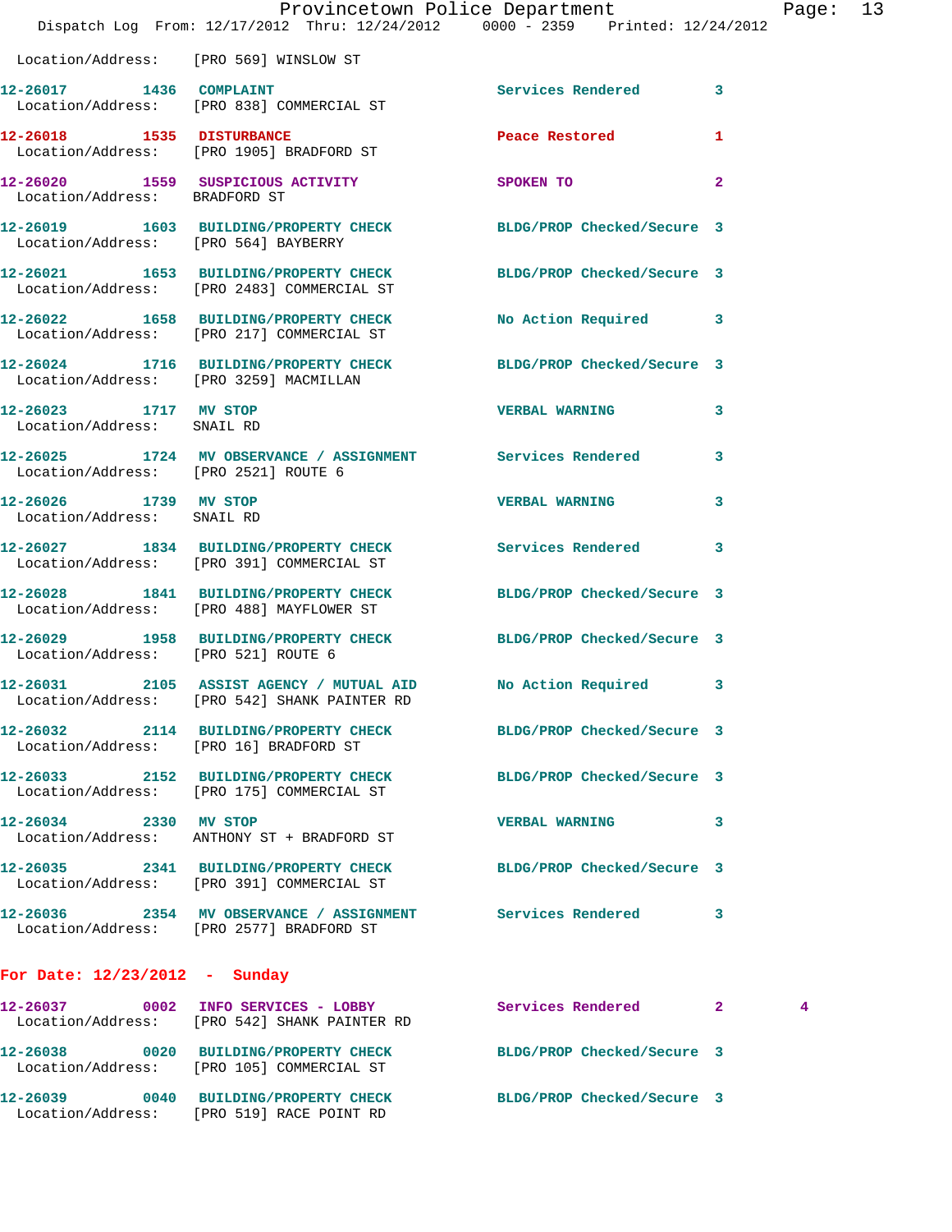Location/Address: [PRO 569] WINSLOW ST

12-26017 1436 COMPLAINT Services Rendered 3
Location/Address: [PRO 838] COMMERCIAL ST

12-26018 1535 DISTURBANCE Peace Restored 1
Location/Address: [PRO 1905] BRADFORD ST

12-26020 1559 SUSPICIOUS ACTIVITY SPOKEN TO 2
Location/Address: BRADFORD ST

12-26019 1603 BUILDING/PROPERTY CHECK BLDG/PROP Checked/Secure 3
Location/Address: [PRO 564] BAYBERRY

12-26021 1653 BUILDING/PROPERTY CHECK BLDG/PROP Checked/Secure 3
Location/Address: [PRO 2483] COMMERCIAL ST

12-26022 1658 BUILDING/PROPERTY CHECK No Action Required 3
Location/Address: [PRO 217] COMMERCIAL ST

12-26024 1716 BUILDING/PROPERTY CHECK BLDG/PROP Checked/Secure 3
Location/Address: [PRO 3259] MACMILLAN

12-26023 1717 MV STOP VERBAL WARNING 3
Location/Address: SNAIL RD

12-26025 1724 MV OBSERVANCE / ASSIGNMENT Services Rendered 3
Location/Address: [PRO 2521] ROUTE 6

12-26026 1739 MV STOP VERBAL WARNING 3
Location/Address: SNAIL RD

12-26027 1834 BUILDING/PROPERTY CHECK Services Rendered 3
Location/Address: [PRO 391] COMMERCIAL ST

12-26028 1841 BUILDING/PROPERTY CHECK BLDG/PROP Checked/Secure 3
Location/Address: [PRO 488] MAYFLOWER ST

12-26029 1958 BUILDING/PROPERTY CHECK BLDG/PROP Checked/Secure 3
Location/Address: [PRO 521] ROUTE 6

12-26031 2105 ASSIST AGENCY / MUTUAL AID No Action Required 3
Location/Address: [PRO 542] SHANK PAINTER RD

12-26032 2114 BUILDING/PROPERTY CHECK BLDG/PROP Checked/Secure 3
Location/Address: [PRO 16] BRADFORD ST

12-26033 2152 BUILDING/PROPERTY CHECK BLDG/PROP Checked/Secure 3
Location/Address: [PRO 175] COMMERCIAL ST

12-26034 2330 MV STOP VERBAL WARNING 3
Location/Address: ANTHONY ST + BRADFORD ST

12-26035 2341 BUILDING/PROPERTY CHECK BLDG/PROP Checked/Secure 3
Location/Address: [PRO 391] COMMERCIAL ST

12-26036 2354 MV OBSERVANCE / ASSIGNMENT Services Rendered 3
Location/Address: [PRO 2577] BRADFORD ST

## For Date: 12/23/2012 - Sunday

12-26037 0002 INFO SERVICES - LOBBY Services Rendered 2 4
Location/Address: [PRO 542] SHANK PAINTER RD

12-26038 0020 BUILDING/PROPERTY CHECK BLDG/PROP Checked/Secure 3
Location/Address: [PRO 105] COMMERCIAL ST

12-26039 0040 BUILDING/PROPERTY CHECK BLDG/PROP Checked/Secure 3
Location/Address: [PRO 519] RACE POINT RD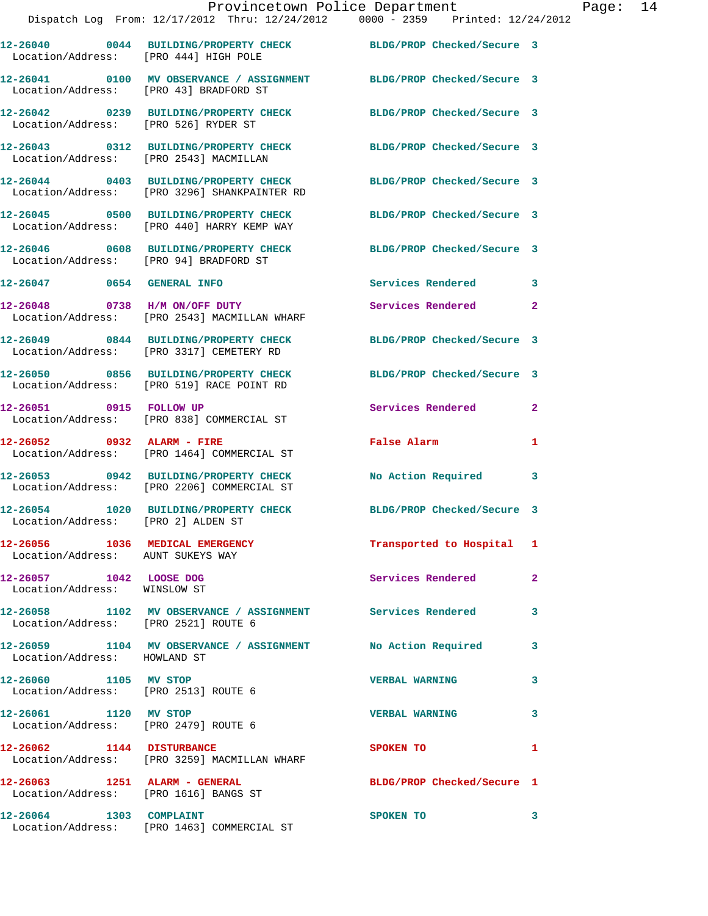Provincetown Police Department
Dispatch Log From: 12/17/2012 Thru: 12/24/2012 0000 - 2359 Printed: 12/24/2012

```
12-26040        0044   BUILDING/PROPERTY CHECK          BLDG/PROP Checked/Secure  3
  Location/Address:    [PRO 444] HIGH POLE

12-26041        0100   MV OBSERVANCE / ASSIGNMENT       BLDG/PROP Checked/Secure  3
  Location/Address:    [PRO 43] BRADFORD ST

12-26042        0239   BUILDING/PROPERTY CHECK          BLDG/PROP Checked/Secure  3
  Location/Address:    [PRO 526] RYDER ST

12-26043        0312   BUILDING/PROPERTY CHECK          BLDG/PROP Checked/Secure  3
  Location/Address:    [PRO 2543] MACMILLAN

12-26044        0403   BUILDING/PROPERTY CHECK          BLDG/PROP Checked/Secure  3
  Location/Address:    [PRO 3296] SHANKPAINTER RD

12-26045        0500   BUILDING/PROPERTY CHECK          BLDG/PROP Checked/Secure  3
  Location/Address:    [PRO 440] HARRY KEMP WAY

12-26046        0608   BUILDING/PROPERTY CHECK          BLDG/PROP Checked/Secure  3
  Location/Address:    [PRO 94] BRADFORD ST

12-26047        0654   GENERAL INFO                     Services Rendered         3

12-26048        0738   H/M ON/OFF DUTY                  Services Rendered         2
  Location/Address:    [PRO 2543] MACMILLAN WHARF

12-26049        0844   BUILDING/PROPERTY CHECK          BLDG/PROP Checked/Secure  3
  Location/Address:    [PRO 3317] CEMETERY RD

12-26050        0856   BUILDING/PROPERTY CHECK          BLDG/PROP Checked/Secure  3
  Location/Address:    [PRO 519] RACE POINT RD

12-26051        0915   FOLLOW UP                        Services Rendered         2
  Location/Address:    [PRO 838] COMMERCIAL ST

12-26052        0932   ALARM - FIRE                     False Alarm               1
  Location/Address:    [PRO 1464] COMMERCIAL ST

12-26053        0942   BUILDING/PROPERTY CHECK          No Action Required        3
  Location/Address:    [PRO 2206] COMMERCIAL ST

12-26054        1020   BUILDING/PROPERTY CHECK          BLDG/PROP Checked/Secure  3
  Location/Address:    [PRO 2] ALDEN ST

12-26056        1036   MEDICAL EMERGENCY                Transported to Hospital   1
  Location/Address:    AUNT SUKEYS WAY

12-26057        1042   LOOSE DOG                        Services Rendered         2
  Location/Address:    WINSLOW ST

12-26058        1102   MV OBSERVANCE / ASSIGNMENT       Services Rendered         3
  Location/Address:    [PRO 2521] ROUTE 6

12-26059        1104   MV OBSERVANCE / ASSIGNMENT       No Action Required        3
  Location/Address:    HOWLAND ST

12-26060        1105   MV STOP                          VERBAL WARNING            3
  Location/Address:    [PRO 2513] ROUTE 6

12-26061        1120   MV STOP                          VERBAL WARNING            3
  Location/Address:    [PRO 2479] ROUTE 6

12-26062        1144   DISTURBANCE                      SPOKEN TO                 1
  Location/Address:    [PRO 3259] MACMILLAN WHARF

12-26063        1251   ALARM - GENERAL                  BLDG/PROP Checked/Secure  1
  Location/Address:    [PRO 1616] BANGS ST

12-26064        1303   COMPLAINT                        SPOKEN TO                 3
  Location/Address:    [PRO 1463] COMMERCIAL ST
```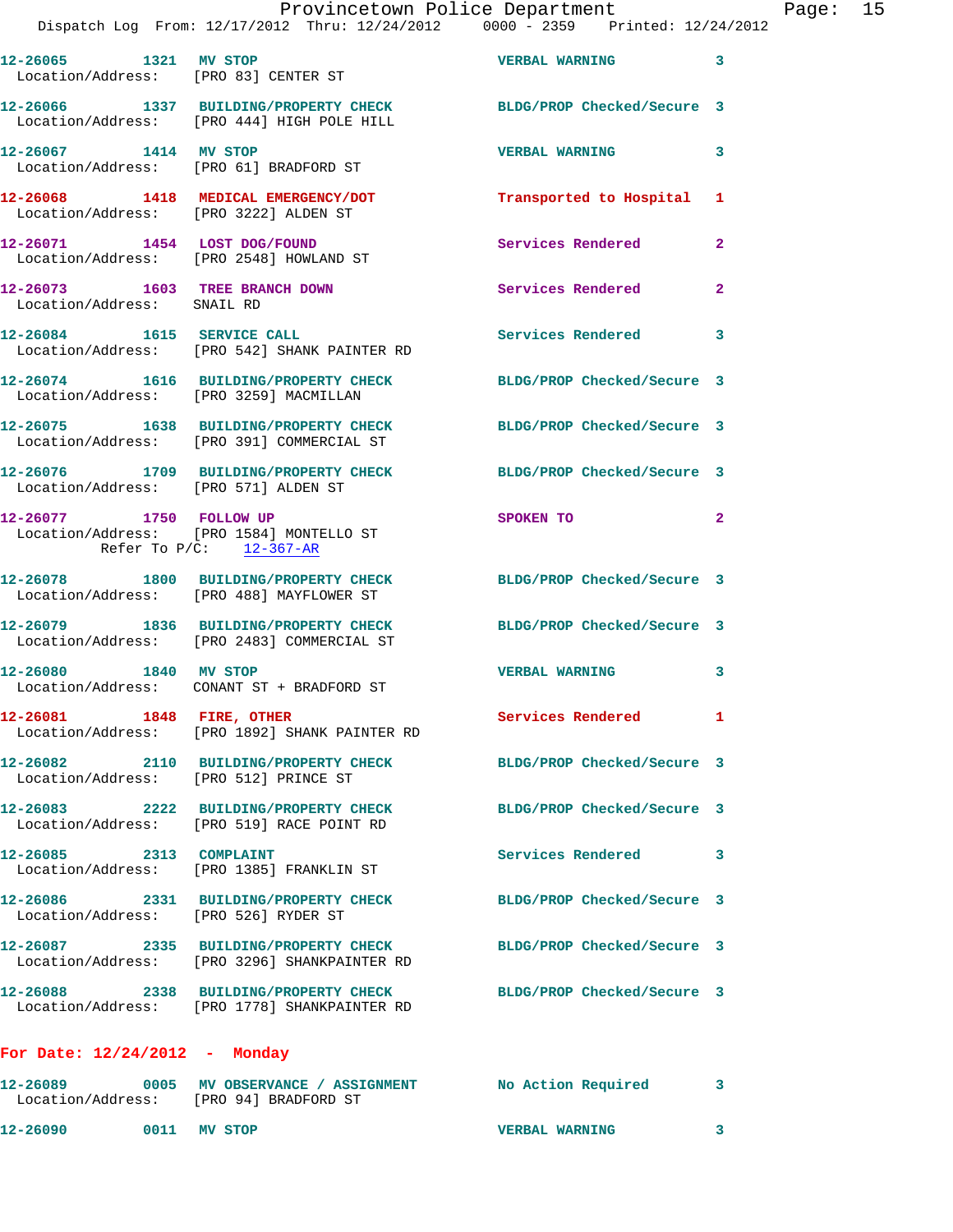12-26065 1321 MV STOP VERBAL WARNING 3
Location/Address: [PRO 83] CENTER ST

12-26066 1337 BUILDING/PROPERTY CHECK BLDG/PROP Checked/Secure 3
Location/Address: [PRO 444] HIGH POLE HILL

12-26067 1414 MV STOP VERBAL WARNING 3
Location/Address: [PRO 61] BRADFORD ST

12-26068 1418 MEDICAL EMERGENCY/DOT Transported to Hospital 1
Location/Address: [PRO 3222] ALDEN ST

12-26071 1454 LOST DOG/FOUND Services Rendered 2
Location/Address: [PRO 2548] HOWLAND ST

12-26073 1603 TREE BRANCH DOWN Services Rendered 2
Location/Address: SNAIL RD

12-26084 1615 SERVICE CALL Services Rendered 3
Location/Address: [PRO 542] SHANK PAINTER RD

12-26074 1616 BUILDING/PROPERTY CHECK BLDG/PROP Checked/Secure 3
Location/Address: [PRO 3259] MACMILLAN

12-26075 1638 BUILDING/PROPERTY CHECK BLDG/PROP Checked/Secure 3
Location/Address: [PRO 391] COMMERCIAL ST

12-26076 1709 BUILDING/PROPERTY CHECK BLDG/PROP Checked/Secure 3
Location/Address: [PRO 571] ALDEN ST

12-26077 1750 FOLLOW UP SPOKEN TO 2
Location/Address: [PRO 1584] MONTELLO ST
Refer To P/C: 12-367-AR

12-26078 1800 BUILDING/PROPERTY CHECK BLDG/PROP Checked/Secure 3
Location/Address: [PRO 488] MAYFLOWER ST

12-26079 1836 BUILDING/PROPERTY CHECK BLDG/PROP Checked/Secure 3
Location/Address: [PRO 2483] COMMERCIAL ST

12-26080 1840 MV STOP VERBAL WARNING 3
Location/Address: CONANT ST + BRADFORD ST

12-26081 1848 FIRE, OTHER Services Rendered 1
Location/Address: [PRO 1892] SHANK PAINTER RD

12-26082 2110 BUILDING/PROPERTY CHECK BLDG/PROP Checked/Secure 3
Location/Address: [PRO 512] PRINCE ST

12-26083 2222 BUILDING/PROPERTY CHECK BLDG/PROP Checked/Secure 3
Location/Address: [PRO 519] RACE POINT RD

12-26085 2313 COMPLAINT Services Rendered 3
Location/Address: [PRO 1385] FRANKLIN ST

12-26086 2331 BUILDING/PROPERTY CHECK BLDG/PROP Checked/Secure 3
Location/Address: [PRO 526] RYDER ST

12-26087 2335 BUILDING/PROPERTY CHECK BLDG/PROP Checked/Secure 3
Location/Address: [PRO 3296] SHANKPAINTER RD

12-26088 2338 BUILDING/PROPERTY CHECK BLDG/PROP Checked/Secure 3
Location/Address: [PRO 1778] SHANKPAINTER RD

## For Date: 12/24/2012 - Monday

12-26089 0005 MV OBSERVANCE / ASSIGNMENT No Action Required 3
Location/Address: [PRO 94] BRADFORD ST

12-26090 0011 MV STOP VERBAL WARNING 3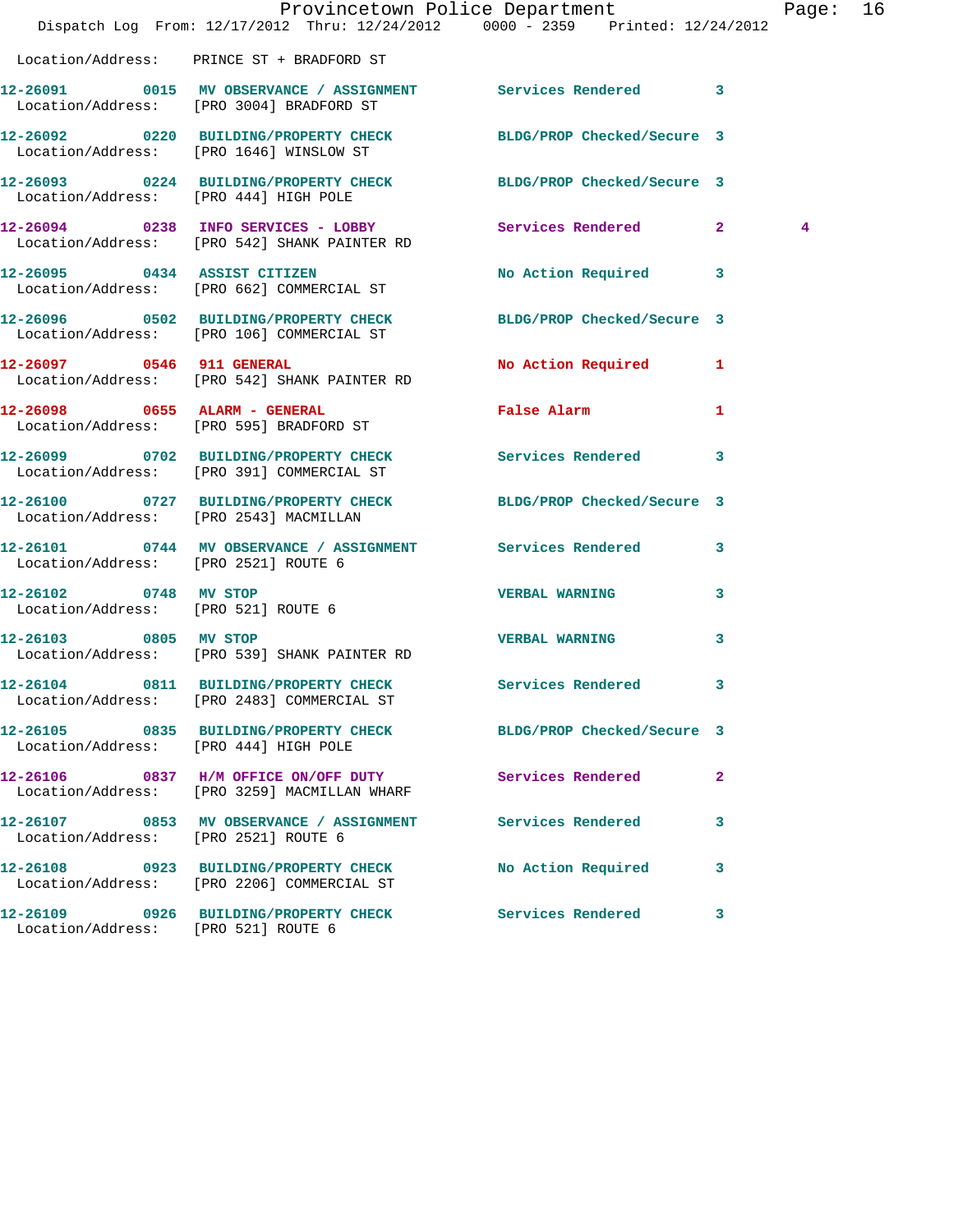Location/Address: PRINCE ST + BRADFORD ST

**12-26091** 0015 **MV OBSERVANCE / ASSIGNMENT** Services Rendered 3
Location/Address: [PRO 3004] BRADFORD ST

**12-26092** 0220 **BUILDING/PROPERTY CHECK** BLDG/PROP Checked/Secure 3
Location/Address: [PRO 1646] WINSLOW ST

**12-26093** 0224 **BUILDING/PROPERTY CHECK** BLDG/PROP Checked/Secure 3
Location/Address: [PRO 444] HIGH POLE

**12-26094** 0238 **INFO SERVICES - LOBBY** Services Rendered 2 4
Location/Address: [PRO 542] SHANK PAINTER RD

**12-26095** 0434 **ASSIST CITIZEN** No Action Required 3
Location/Address: [PRO 662] COMMERCIAL ST

**12-26096** 0502 **BUILDING/PROPERTY CHECK** BLDG/PROP Checked/Secure 3
Location/Address: [PRO 106] COMMERCIAL ST

**12-26097** 0546 **911 GENERAL** No Action Required 1
Location/Address: [PRO 542] SHANK PAINTER RD

**12-26098** 0655 **ALARM - GENERAL** False Alarm 1
Location/Address: [PRO 595] BRADFORD ST

**12-26099** 0702 **BUILDING/PROPERTY CHECK** Services Rendered 3
Location/Address: [PRO 391] COMMERCIAL ST

**12-26100** 0727 **BUILDING/PROPERTY CHECK** BLDG/PROP Checked/Secure 3
Location/Address: [PRO 2543] MACMILLAN

**12-26101** 0744 **MV OBSERVANCE / ASSIGNMENT** Services Rendered 3
Location/Address: [PRO 2521] ROUTE 6

**12-26102** 0748 **MV STOP** VERBAL WARNING 3
Location/Address: [PRO 521] ROUTE 6

**12-26103** 0805 **MV STOP** VERBAL WARNING 3
Location/Address: [PRO 539] SHANK PAINTER RD

**12-26104** 0811 **BUILDING/PROPERTY CHECK** Services Rendered 3
Location/Address: [PRO 2483] COMMERCIAL ST

**12-26105** 0835 **BUILDING/PROPERTY CHECK** BLDG/PROP Checked/Secure 3
Location/Address: [PRO 444] HIGH POLE

**12-26106** 0837 **H/M OFFICE ON/OFF DUTY** Services Rendered 2
Location/Address: [PRO 3259] MACMILLAN WHARF

**12-26107** 0853 **MV OBSERVANCE / ASSIGNMENT** Services Rendered 3
Location/Address: [PRO 2521] ROUTE 6

**12-26108** 0923 **BUILDING/PROPERTY CHECK** No Action Required 3
Location/Address: [PRO 2206] COMMERCIAL ST

**12-26109** 0926 **BUILDING/PROPERTY CHECK** Services Rendered 3
Location/Address: [PRO 521] ROUTE 6